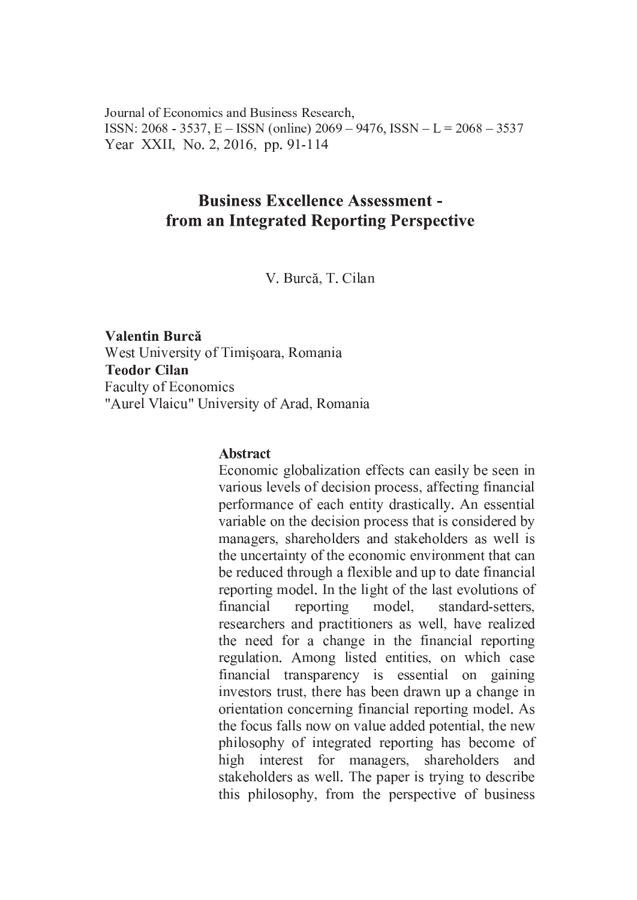Journal of Economics and Business Research,
ISSN: 2068 - 3537, E – ISSN (online) 2069 – 9476, ISSN – L = 2068 – 3537
Year XXII, No. 2, 2016, pp. 91-114

# Business Excellence Assessment - from an Integrated Reporting Perspective

V. Burcă, T. Cilan

**Valentin Burcă**
West University of Timişoara, Romania
**Teodor Cilan**
Faculty of Economics
"Aurel Vlaicu" University of Arad, Romania

**Abstract**

Economic globalization effects can easily be seen in various levels of decision process, affecting financial performance of each entity drastically. An essential variable on the decision process that is considered by managers, shareholders and stakeholders as well is the uncertainty of the economic environment that can be reduced through a flexible and up to date financial reporting model. In the light of the last evolutions of financial reporting model, standard-setters, researchers and practitioners as well, have realized the need for a change in the financial reporting regulation. Among listed entities, on which case financial transparency is essential on gaining investors trust, there has been drawn up a change in orientation concerning financial reporting model. As the focus falls now on value added potential, the new philosophy of integrated reporting has become of high interest for managers, shareholders and stakeholders as well. The paper is trying to describe this philosophy, from the perspective of business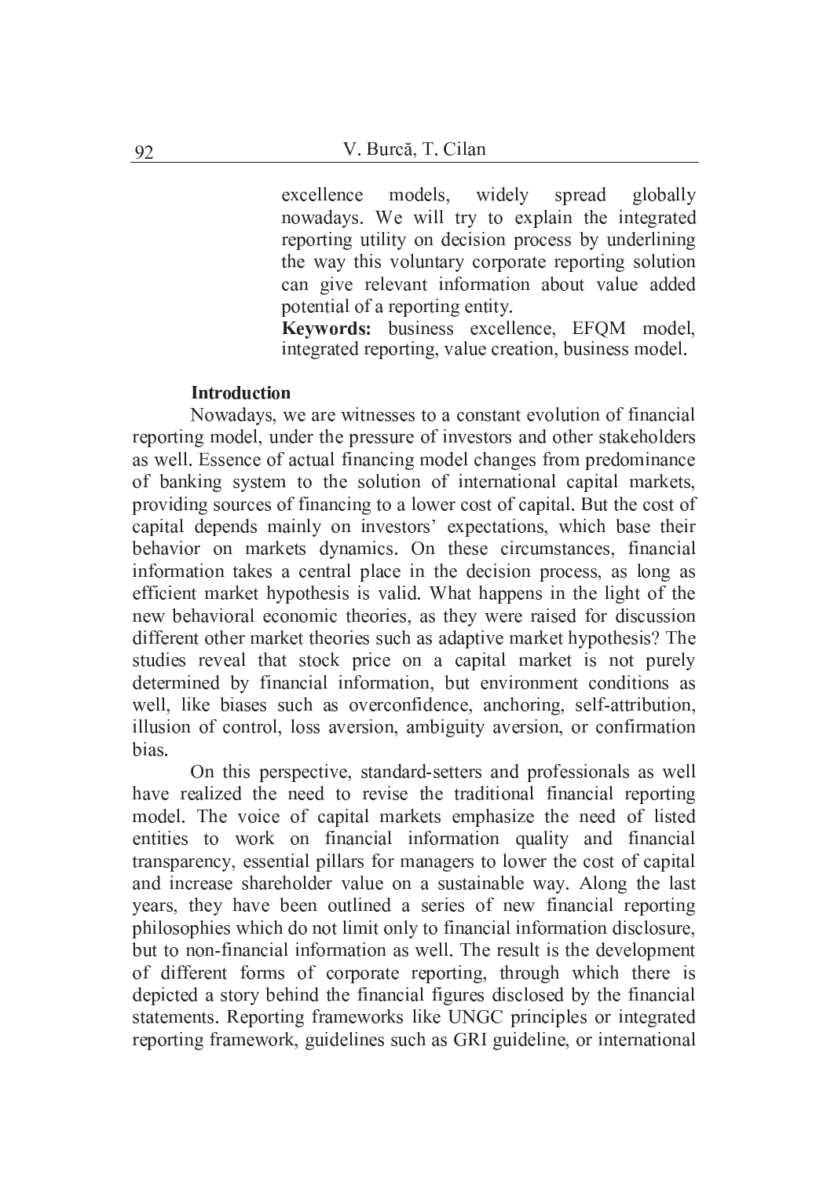excellence models, widely spread globally nowadays. We will try to explain the integrated reporting utility on decision process by underlining the way this voluntary corporate reporting solution can give relevant information about value added potential of a reporting entity.

**Keywords:** business excellence, EFQM model, integrated reporting, value creation, business model.

**Introduction**

Nowadays, we are witnesses to a constant evolution of financial reporting model, under the pressure of investors and other stakeholders as well. Essence of actual financing model changes from predominance of banking system to the solution of international capital markets, providing sources of financing to a lower cost of capital. But the cost of capital depends mainly on investors' expectations, which base their behavior on markets dynamics. On these circumstances, financial information takes a central place in the decision process, as long as efficient market hypothesis is valid. What happens in the light of the new behavioral economic theories, as they were raised for discussion different other market theories such as adaptive market hypothesis? The studies reveal that stock price on a capital market is not purely determined by financial information, but environment conditions as well, like biases such as overconfidence, anchoring, self-attribution, illusion of control, loss aversion, ambiguity aversion, or confirmation bias.

On this perspective, standard-setters and professionals as well have realized the need to revise the traditional financial reporting model. The voice of capital markets emphasize the need of listed entities to work on financial information quality and financial transparency, essential pillars for managers to lower the cost of capital and increase shareholder value on a sustainable way. Along the last years, they have been outlined a series of new financial reporting philosophies which do not limit only to financial information disclosure, but to non-financial information as well. The result is the development of different forms of corporate reporting, through which there is depicted a story behind the financial figures disclosed by the financial statements. Reporting frameworks like UNGC principles or integrated reporting framework, guidelines such as GRI guideline, or international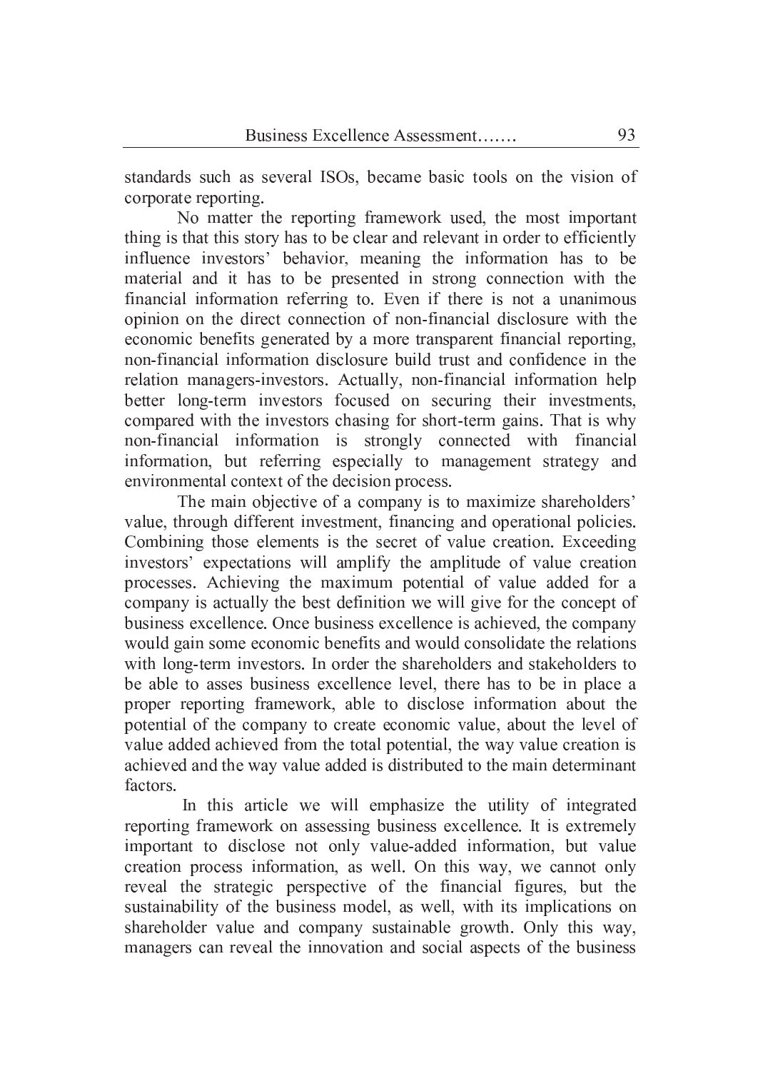standards such as several ISOs, became basic tools on the vision of corporate reporting.

No matter the reporting framework used, the most important thing is that this story has to be clear and relevant in order to efficiently influence investors' behavior, meaning the information has to be material and it has to be presented in strong connection with the financial information referring to. Even if there is not a unanimous opinion on the direct connection of non-financial disclosure with the economic benefits generated by a more transparent financial reporting, non-financial information disclosure build trust and confidence in the relation managers-investors. Actually, non-financial information help better long-term investors focused on securing their investments, compared with the investors chasing for short-term gains. That is why non-financial information is strongly connected with financial information, but referring especially to management strategy and environmental context of the decision process.

The main objective of a company is to maximize shareholders' value, through different investment, financing and operational policies. Combining those elements is the secret of value creation. Exceeding investors' expectations will amplify the amplitude of value creation processes. Achieving the maximum potential of value added for a company is actually the best definition we will give for the concept of business excellence. Once business excellence is achieved, the company would gain some economic benefits and would consolidate the relations with long-term investors. In order the shareholders and stakeholders to be able to asses business excellence level, there has to be in place a proper reporting framework, able to disclose information about the potential of the company to create economic value, about the level of value added achieved from the total potential, the way value creation is achieved and the way value added is distributed to the main determinant factors.

In this article we will emphasize the utility of integrated reporting framework on assessing business excellence. It is extremely important to disclose not only value-added information, but value creation process information, as well. On this way, we cannot only reveal the strategic perspective of the financial figures, but the sustainability of the business model, as well, with its implications on shareholder value and company sustainable growth. Only this way, managers can reveal the innovation and social aspects of the business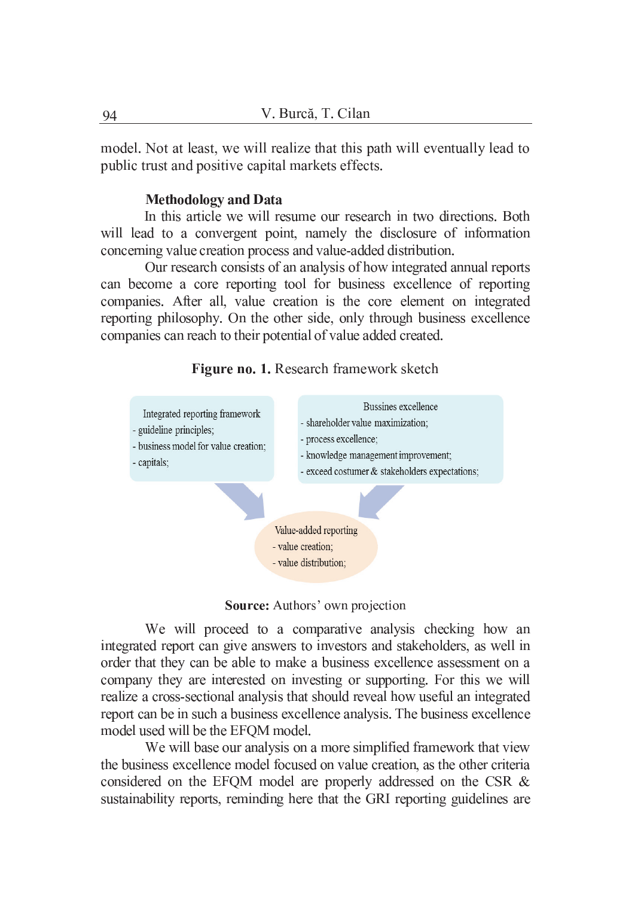model. Not at least, we will realize that this path will eventually lead to public trust and positive capital markets effects.

**Methodology and Data**

In this article we will resume our research in two directions. Both will lead to a convergent point, namely the disclosure of information concerning value creation process and value-added distribution.

Our research consists of an analysis of how integrated annual reports can become a core reporting tool for business excellence of reporting companies. After all, value creation is the core element on integrated reporting philosophy. On the other side, only through business excellence companies can reach to their potential of value added created.

**Figure no. 1.** Research framework sketch

Integrated reporting framework
- guideline principles;
- business model for value creation;
- capitals;

Bussines excellence
- shareholder value maximization;
- process excellence;
- knowledge management improvement;
- exceed costumer & stakeholders expectations;

Value-added reporting
- value creation;
- value distribution;

**Source:** Authors' own projection

We will proceed to a comparative analysis checking how an integrated report can give answers to investors and stakeholders, as well in order that they can be able to make a business excellence assessment on a company they are interested on investing or supporting. For this we will realize a cross-sectional analysis that should reveal how useful an integrated report can be in such a business excellence analysis. The business excellence model used will be the EFQM model.

We will base our analysis on a more simplified framework that view the business excellence model focused on value creation, as the other criteria considered on the EFQM model are properly addressed on the CSR & sustainability reports, reminding here that the GRI reporting guidelines are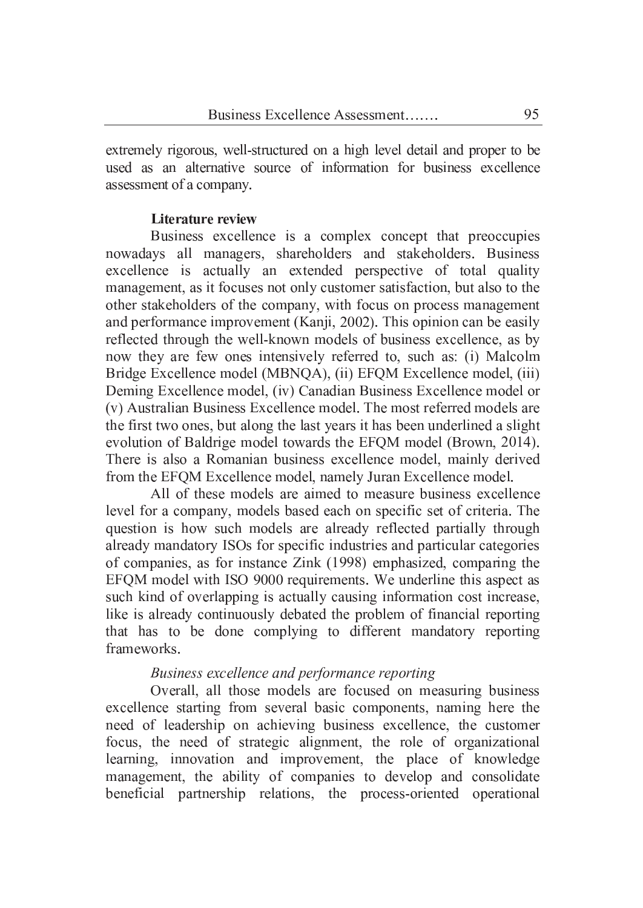extremely rigorous, well-structured on a high level detail and proper to be used as an alternative source of information for business excellence assessment of a company.

## Literature review

Business excellence is a complex concept that preoccupies nowadays all managers, shareholders and stakeholders. Business excellence is actually an extended perspective of total quality management, as it focuses not only customer satisfaction, but also to the other stakeholders of the company, with focus on process management and performance improvement (Kanji, 2002). This opinion can be easily reflected through the well-known models of business excellence, as by now they are few ones intensively referred to, such as: (i) Malcolm Bridge Excellence model (MBNQA), (ii) EFQM Excellence model, (iii) Deming Excellence model, (iv) Canadian Business Excellence model or (v) Australian Business Excellence model. The most referred models are the first two ones, but along the last years it has been underlined a slight evolution of Baldrige model towards the EFQM model (Brown, 2014). There is also a Romanian business excellence model, mainly derived from the EFQM Excellence model, namely Juran Excellence model.

All of these models are aimed to measure business excellence level for a company, models based each on specific set of criteria. The question is how such models are already reflected partially through already mandatory ISOs for specific industries and particular categories of companies, as for instance Zink (1998) emphasized, comparing the EFQM model with ISO 9000 requirements. We underline this aspect as such kind of overlapping is actually causing information cost increase, like is already continuously debated the problem of financial reporting that has to be done complying to different mandatory reporting frameworks.

### *Business excellence and performance reporting*

Overall, all those models are focused on measuring business excellence starting from several basic components, naming here the need of leadership on achieving business excellence, the customer focus, the need of strategic alignment, the role of organizational learning, innovation and improvement, the place of knowledge management, the ability of companies to develop and consolidate beneficial partnership relations, the process-oriented operational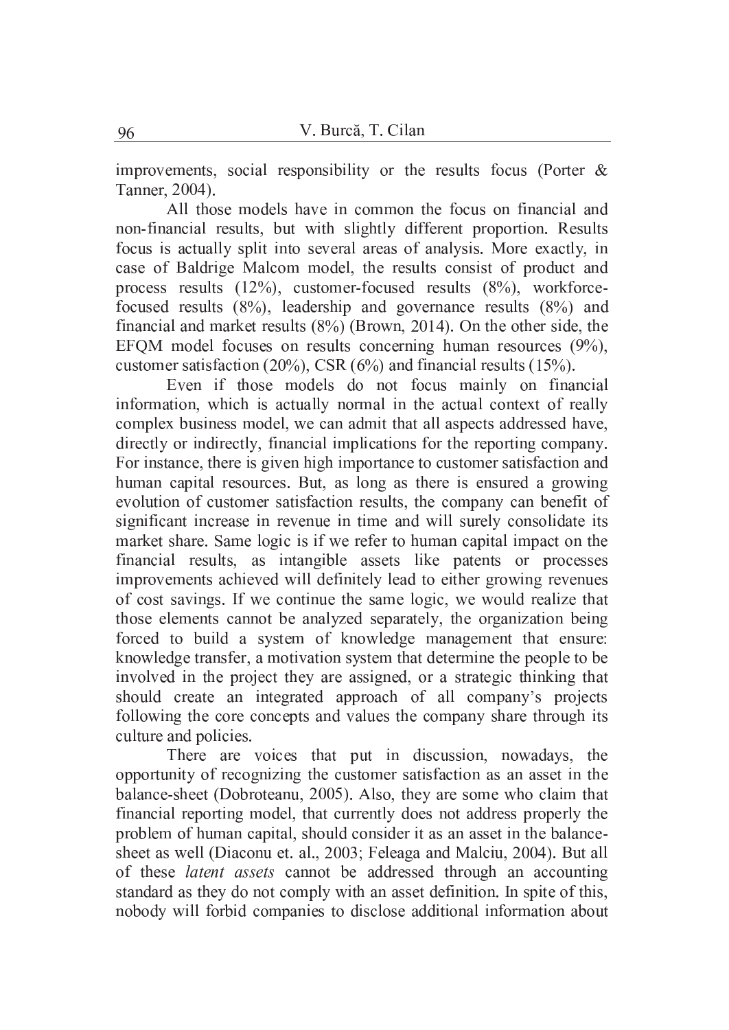improvements, social responsibility or the results focus (Porter & Tanner, 2004).

All those models have in common the focus on financial and non-financial results, but with slightly different proportion. Results focus is actually split into several areas of analysis. More exactly, in case of Baldrige Malcom model, the results consist of product and process results (12%), customer-focused results (8%), workforce-focused results (8%), leadership and governance results (8%) and financial and market results (8%) (Brown, 2014). On the other side, the EFQM model focuses on results concerning human resources (9%), customer satisfaction (20%), CSR (6%) and financial results (15%).

Even if those models do not focus mainly on financial information, which is actually normal in the actual context of really complex business model, we can admit that all aspects addressed have, directly or indirectly, financial implications for the reporting company. For instance, there is given high importance to customer satisfaction and human capital resources. But, as long as there is ensured a growing evolution of customer satisfaction results, the company can benefit of significant increase in revenue in time and will surely consolidate its market share. Same logic is if we refer to human capital impact on the financial results, as intangible assets like patents or processes improvements achieved will definitely lead to either growing revenues of cost savings. If we continue the same logic, we would realize that those elements cannot be analyzed separately, the organization being forced to build a system of knowledge management that ensure: knowledge transfer, a motivation system that determine the people to be involved in the project they are assigned, or a strategic thinking that should create an integrated approach of all company's projects following the core concepts and values the company share through its culture and policies.

There are voices that put in discussion, nowadays, the opportunity of recognizing the customer satisfaction as an asset in the balance-sheet (Dobroteanu, 2005). Also, they are some who claim that financial reporting model, that currently does not address properly the problem of human capital, should consider it as an asset in the balance-sheet as well (Diaconu et. al., 2003; Feleaga and Malciu, 2004). But all of these *latent assets* cannot be addressed through an accounting standard as they do not comply with an asset definition. In spite of this, nobody will forbid companies to disclose additional information about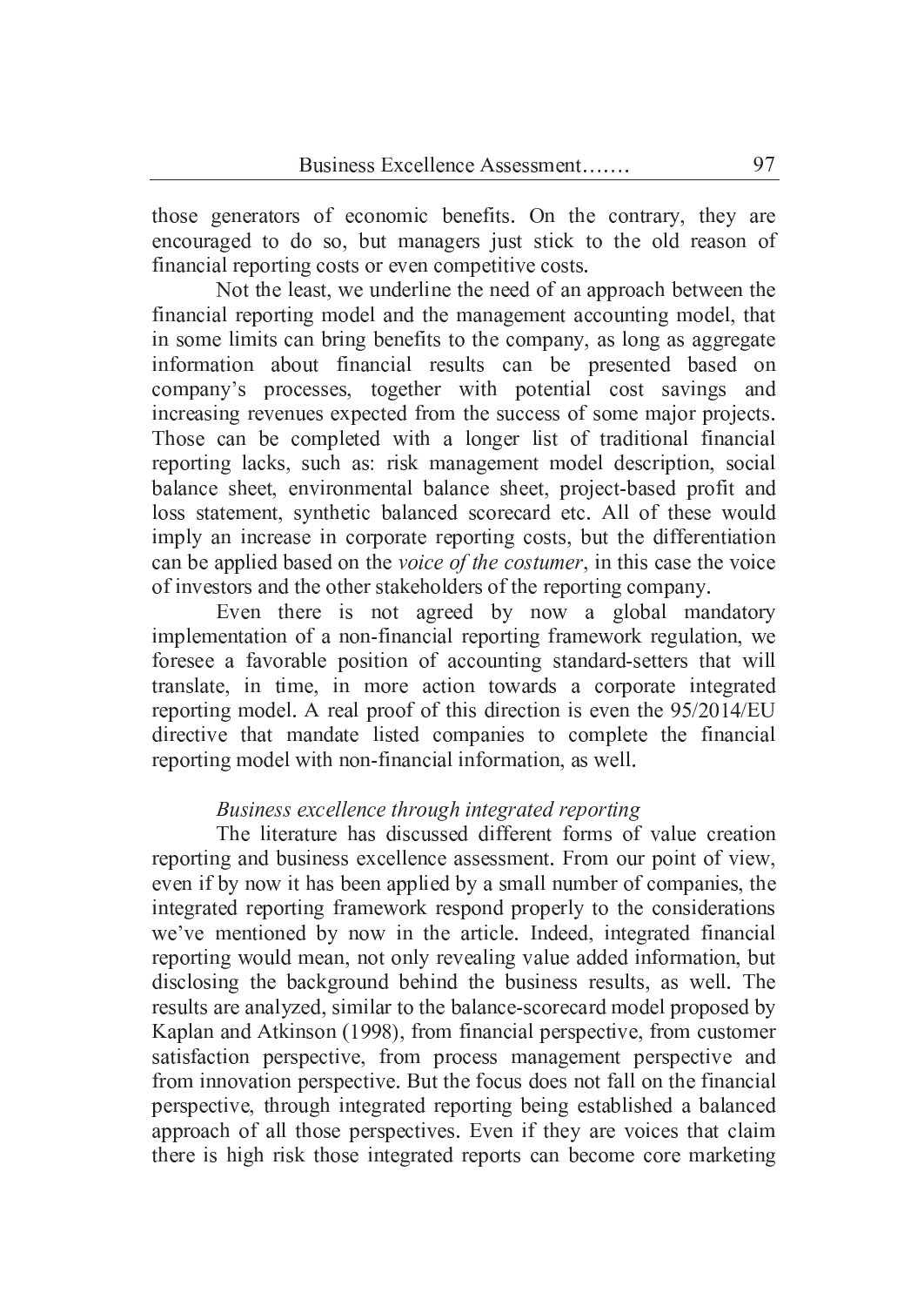those generators of economic benefits. On the contrary, they are encouraged to do so, but managers just stick to the old reason of financial reporting costs or even competitive costs.

Not the least, we underline the need of an approach between the financial reporting model and the management accounting model, that in some limits can bring benefits to the company, as long as aggregate information about financial results can be presented based on company's processes, together with potential cost savings and increasing revenues expected from the success of some major projects. Those can be completed with a longer list of traditional financial reporting lacks, such as: risk management model description, social balance sheet, environmental balance sheet, project-based profit and loss statement, synthetic balanced scorecard etc. All of these would imply an increase in corporate reporting costs, but the differentiation can be applied based on the *voice of the costumer*, in this case the voice of investors and the other stakeholders of the reporting company.

Even there is not agreed by now a global mandatory implementation of a non-financial reporting framework regulation, we foresee a favorable position of accounting standard-setters that will translate, in time, in more action towards a corporate integrated reporting model. A real proof of this direction is even the 95/2014/EU directive that mandate listed companies to complete the financial reporting model with non-financial information, as well.

*Business excellence through integrated reporting*

The literature has discussed different forms of value creation reporting and business excellence assessment. From our point of view, even if by now it has been applied by a small number of companies, the integrated reporting framework respond properly to the considerations we've mentioned by now in the article. Indeed, integrated financial reporting would mean, not only revealing value added information, but disclosing the background behind the business results, as well. The results are analyzed, similar to the balance-scorecard model proposed by Kaplan and Atkinson (1998), from financial perspective, from customer satisfaction perspective, from process management perspective and from innovation perspective. But the focus does not fall on the financial perspective, through integrated reporting being established a balanced approach of all those perspectives. Even if they are voices that claim there is high risk those integrated reports can become core marketing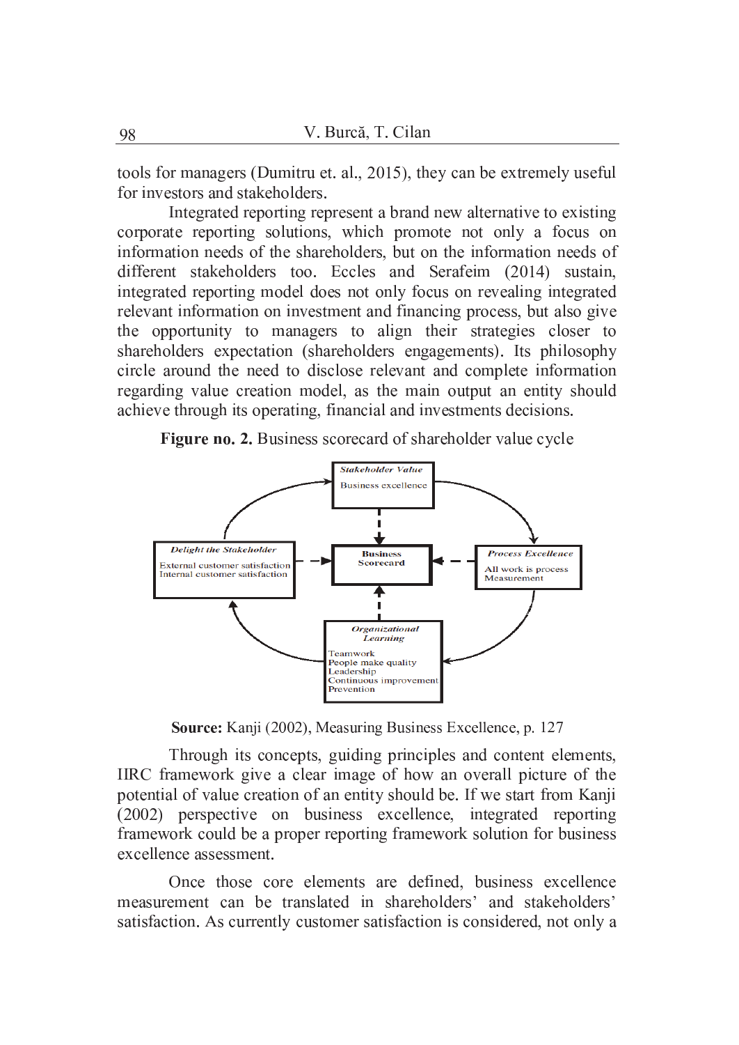tools for managers (Dumitru et. al., 2015), they can be extremely useful for investors and stakeholders.

Integrated reporting represent a brand new alternative to existing corporate reporting solutions, which promote not only a focus on information needs of the shareholders, but on the information needs of different stakeholders too. Eccles and Serafeim (2014) sustain, integrated reporting model does not only focus on revealing integrated relevant information on investment and financing process, but also give the opportunity to managers to align their strategies closer to shareholders expectation (shareholders engagements). Its philosophy circle around the need to disclose relevant and complete information regarding value creation model, as the main output an entity should achieve through its operating, financial and investments decisions.

**Figure no. 2.** Business scorecard of shareholder value cycle

*Stakeholder Value*
Business excellence

*Delight the Stakeholder*
External customer satisfaction
Internal customer satisfaction

**Business Scorecard**

*Process Excellence*
All work is process
Measurement

*Organizational Learning*
Teamwork
People make quality
Leadership
Continuous improvement
Prevention

**Source:** Kanji (2002), Measuring Business Excellence, p. 127

Through its concepts, guiding principles and content elements, IIRC framework give a clear image of how an overall picture of the potential of value creation of an entity should be. If we start from Kanji (2002) perspective on business excellence, integrated reporting framework could be a proper reporting framework solution for business excellence assessment.

Once those core elements are defined, business excellence measurement can be translated in shareholders' and stakeholders' satisfaction. As currently customer satisfaction is considered, not only a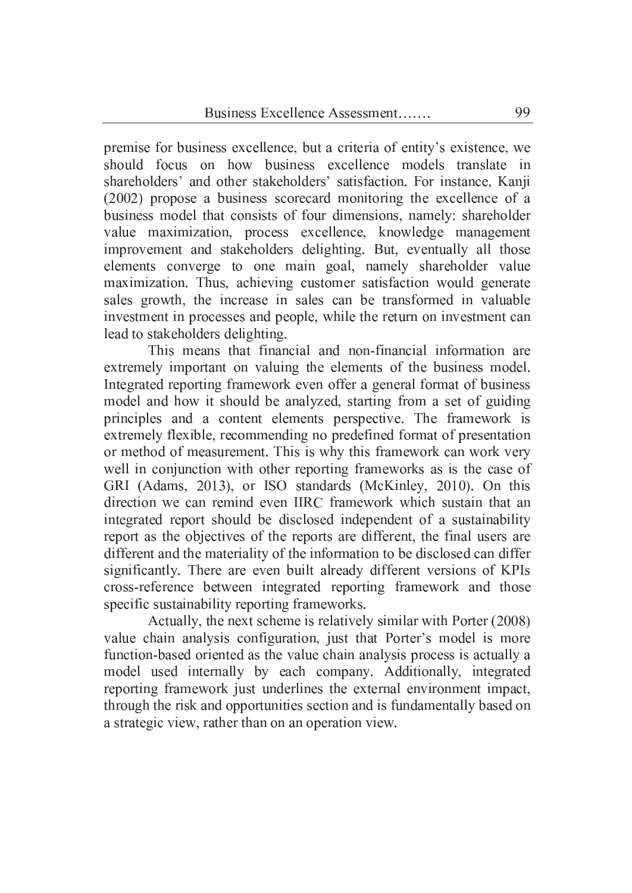premise for business excellence, but a criteria of entity's existence, we should focus on how business excellence models translate in shareholders' and other stakeholders' satisfaction. For instance, Kanji (2002) propose a business scorecard monitoring the excellence of a business model that consists of four dimensions, namely: shareholder value maximization, process excellence, knowledge management improvement and stakeholders delighting. But, eventually all those elements converge to one main goal, namely shareholder value maximization. Thus, achieving customer satisfaction would generate sales growth, the increase in sales can be transformed in valuable investment in processes and people, while the return on investment can lead to stakeholders delighting.

This means that financial and non-financial information are extremely important on valuing the elements of the business model. Integrated reporting framework even offer a general format of business model and how it should be analyzed, starting from a set of guiding principles and a content elements perspective. The framework is extremely flexible, recommending no predefined format of presentation or method of measurement. This is why this framework can work very well in conjunction with other reporting frameworks as is the case of GRI (Adams, 2013), or ISO standards (McKinley, 2010). On this direction we can remind even IIRC framework which sustain that an integrated report should be disclosed independent of a sustainability report as the objectives of the reports are different, the final users are different and the materiality of the information to be disclosed can differ significantly. There are even built already different versions of KPIs cross-reference between integrated reporting framework and those specific sustainability reporting frameworks.

Actually, the next scheme is relatively similar with Porter (2008) value chain analysis configuration, just that Porter's model is more function-based oriented as the value chain analysis process is actually a model used internally by each company. Additionally, integrated reporting framework just underlines the external environment impact, through the risk and opportunities section and is fundamentally based on a strategic view, rather than on an operation view.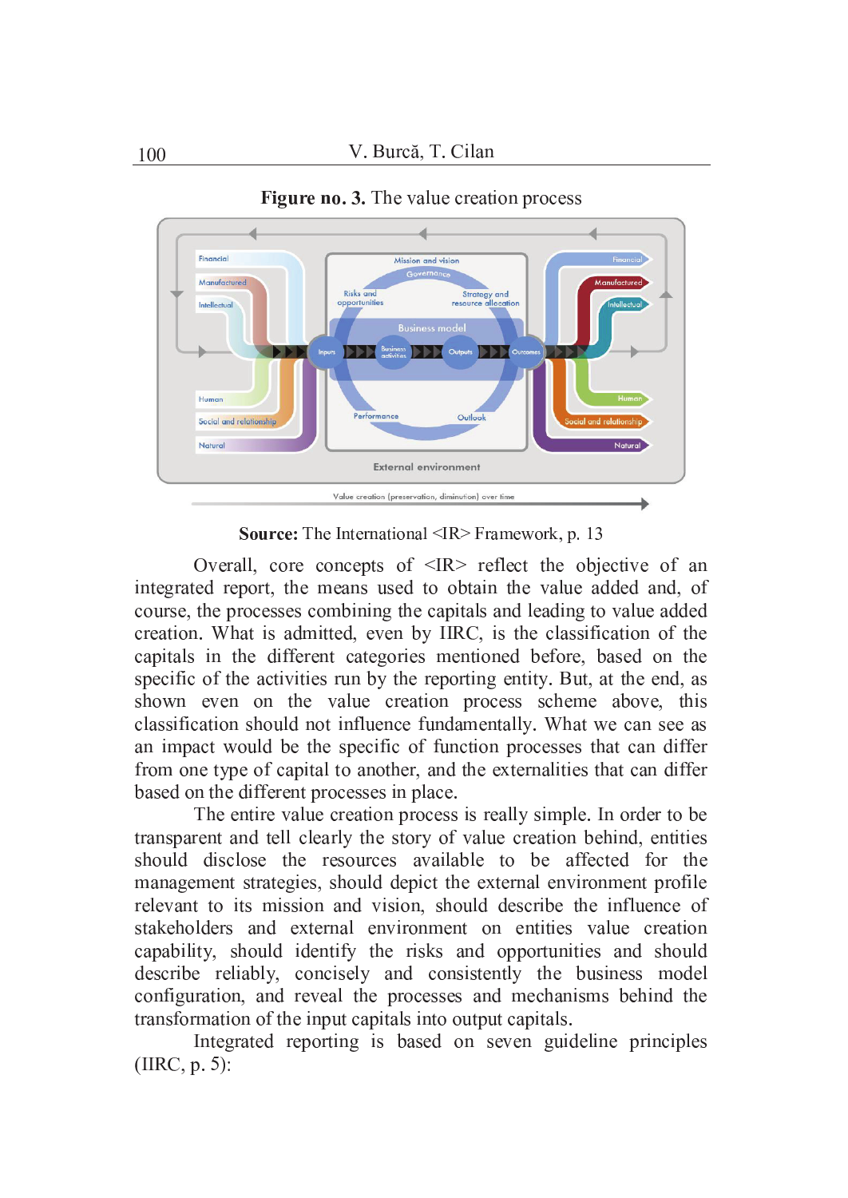**Figure no. 3.** The value creation process

**Source:** The International <IR> Framework, p. 13

Overall, core concepts of <IR> reflect the objective of an integrated report, the means used to obtain the value added and, of course, the processes combining the capitals and leading to value added creation. What is admitted, even by IIRC, is the classification of the capitals in the different categories mentioned before, based on the specific of the activities run by the reporting entity. But, at the end, as shown even on the value creation process scheme above, this classification should not influence fundamentally. What we can see as an impact would be the specific of function processes that can differ from one type of capital to another, and the externalities that can differ based on the different processes in place.

The entire value creation process is really simple. In order to be transparent and tell clearly the story of value creation behind, entities should disclose the resources available to be affected for the management strategies, should depict the external environment profile relevant to its mission and vision, should describe the influence of stakeholders and external environment on entities value creation capability, should identify the risks and opportunities and should describe reliably, concisely and consistently the business model configuration, and reveal the processes and mechanisms behind the transformation of the input capitals into output capitals.

Integrated reporting is based on seven guideline principles (IIRC, p. 5):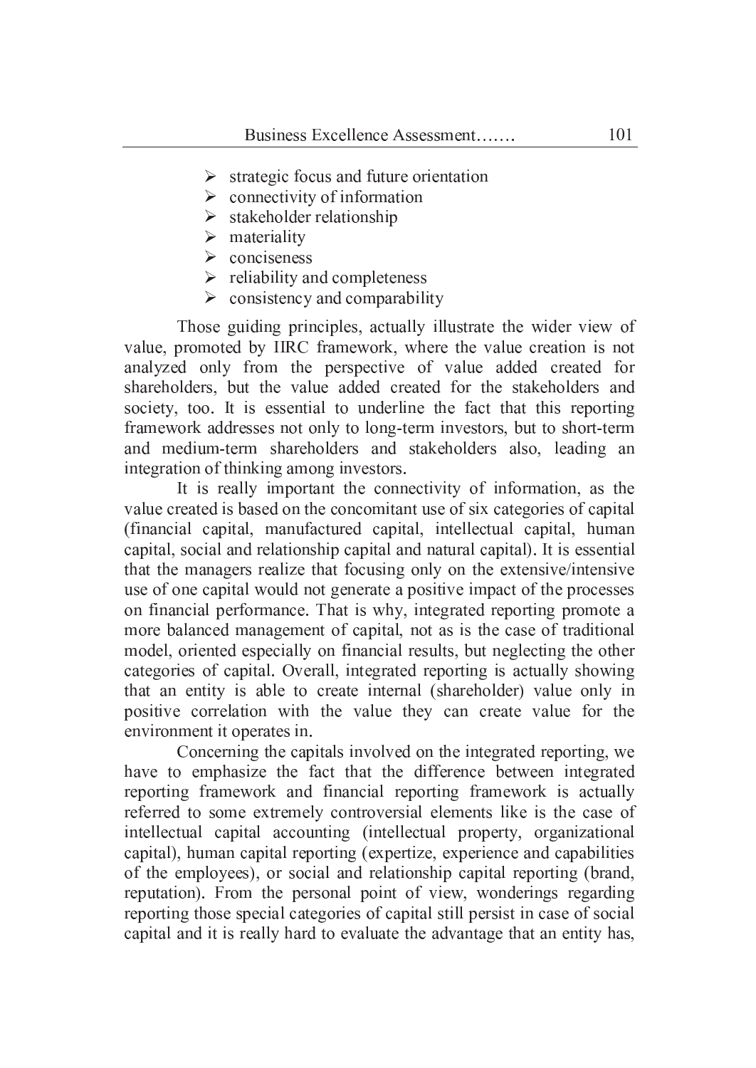- strategic focus and future orientation
- connectivity of information
- stakeholder relationship
- materiality
- conciseness
- reliability and completeness
- consistency and comparability

Those guiding principles, actually illustrate the wider view of value, promoted by IIRC framework, where the value creation is not analyzed only from the perspective of value added created for shareholders, but the value added created for the stakeholders and society, too. It is essential to underline the fact that this reporting framework addresses not only to long-term investors, but to short-term and medium-term shareholders and stakeholders also, leading an integration of thinking among investors.

It is really important the connectivity of information, as the value created is based on the concomitant use of six categories of capital (financial capital, manufactured capital, intellectual capital, human capital, social and relationship capital and natural capital). It is essential that the managers realize that focusing only on the extensive/intensive use of one capital would not generate a positive impact of the processes on financial performance. That is why, integrated reporting promote a more balanced management of capital, not as is the case of traditional model, oriented especially on financial results, but neglecting the other categories of capital. Overall, integrated reporting is actually showing that an entity is able to create internal (shareholder) value only in positive correlation with the value they can create value for the environment it operates in.

Concerning the capitals involved on the integrated reporting, we have to emphasize the fact that the difference between integrated reporting framework and financial reporting framework is actually referred to some extremely controversial elements like is the case of intellectual capital accounting (intellectual property, organizational capital), human capital reporting (expertize, experience and capabilities of the employees), or social and relationship capital reporting (brand, reputation). From the personal point of view, wonderings regarding reporting those special categories of capital still persist in case of social capital and it is really hard to evaluate the advantage that an entity has,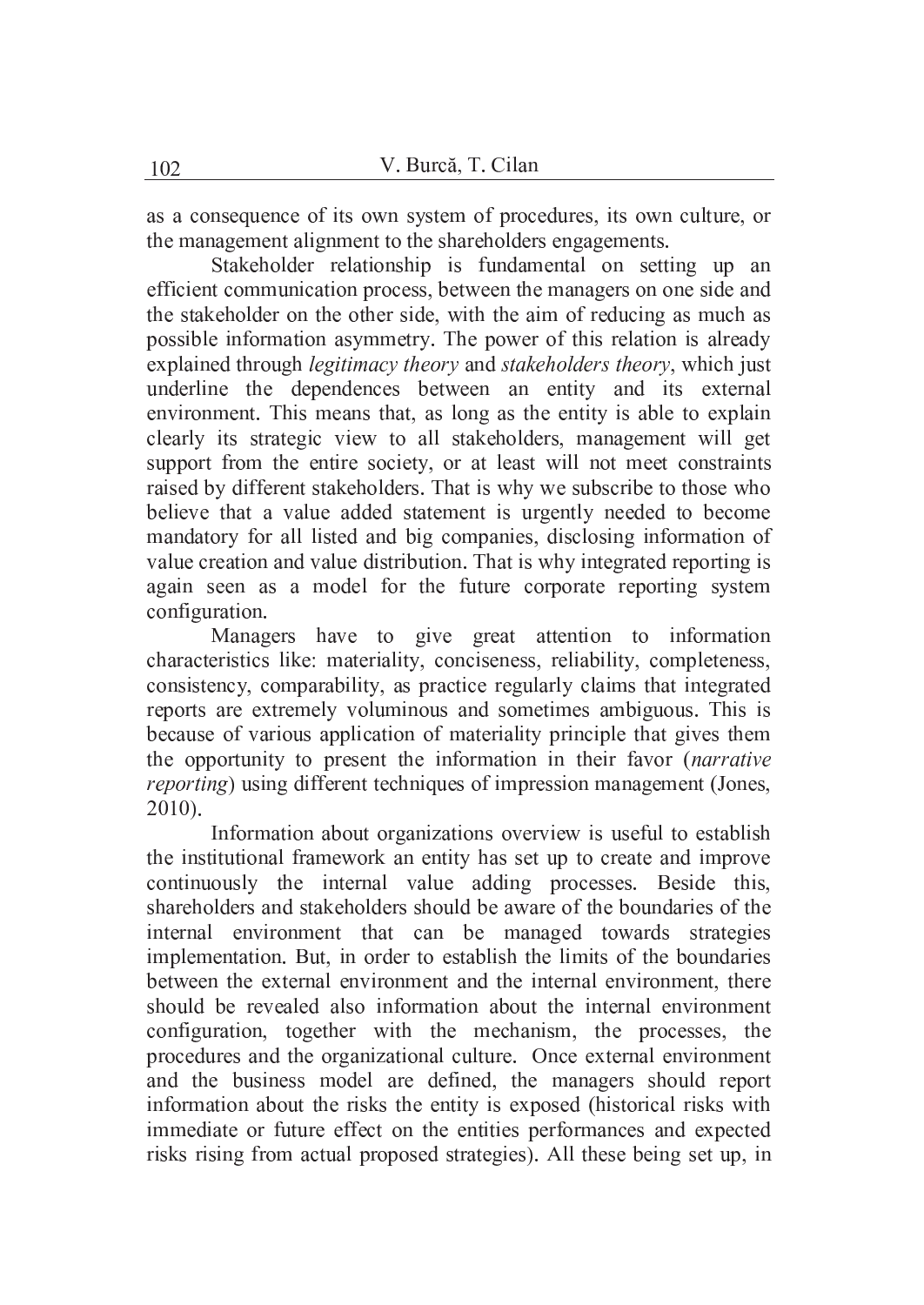as a consequence of its own system of procedures, its own culture, or the management alignment to the shareholders engagements.

Stakeholder relationship is fundamental on setting up an efficient communication process, between the managers on one side and the stakeholder on the other side, with the aim of reducing as much as possible information asymmetry. The power of this relation is already explained through *legitimacy theory* and *stakeholders theory*, which just underline the dependences between an entity and its external environment. This means that, as long as the entity is able to explain clearly its strategic view to all stakeholders, management will get support from the entire society, or at least will not meet constraints raised by different stakeholders. That is why we subscribe to those who believe that a value added statement is urgently needed to become mandatory for all listed and big companies, disclosing information of value creation and value distribution. That is why integrated reporting is again seen as a model for the future corporate reporting system configuration.

Managers have to give great attention to information characteristics like: materiality, conciseness, reliability, completeness, consistency, comparability, as practice regularly claims that integrated reports are extremely voluminous and sometimes ambiguous. This is because of various application of materiality principle that gives them the opportunity to present the information in their favor (*narrative reporting*) using different techniques of impression management (Jones, 2010).

Information about organizations overview is useful to establish the institutional framework an entity has set up to create and improve continuously the internal value adding processes. Beside this, shareholders and stakeholders should be aware of the boundaries of the internal environment that can be managed towards strategies implementation. But, in order to establish the limits of the boundaries between the external environment and the internal environment, there should be revealed also information about the internal environment configuration, together with the mechanism, the processes, the procedures and the organizational culture. Once external environment and the business model are defined, the managers should report information about the risks the entity is exposed (historical risks with immediate or future effect on the entities performances and expected risks rising from actual proposed strategies). All these being set up, in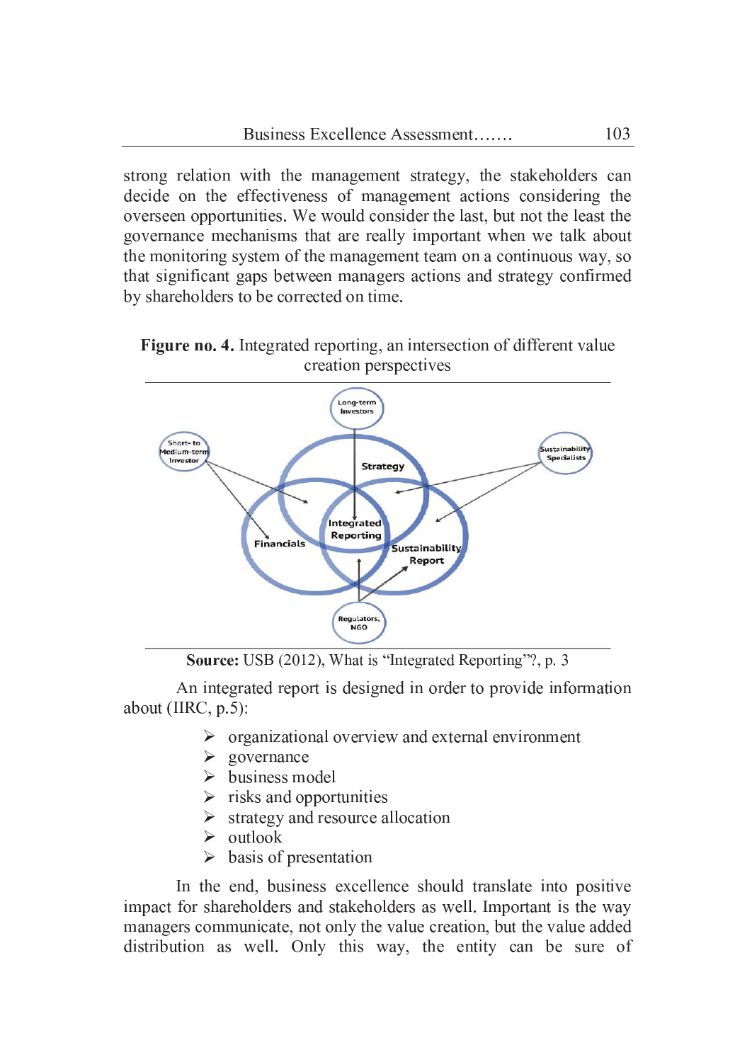strong relation with the management strategy, the stakeholders can decide on the effectiveness of management actions considering the overseen opportunities. We would consider the last, but not the least the governance mechanisms that are really important when we talk about the monitoring system of the management team on a continuous way, so that significant gaps between managers actions and strategy confirmed by shareholders to be corrected on time.

**Figure no. 4.** Integrated reporting, an intersection of different value creation perspectives

**Source:** USB (2012), What is "Integrated Reporting"?, p. 3

An integrated report is designed in order to provide information about (IIRC, p.5):

- organizational overview and external environment
- governance
- business model
- risks and opportunities
- strategy and resource allocation
- outlook
- basis of presentation

In the end, business excellence should translate into positive impact for shareholders and stakeholders as well. Important is the way managers communicate, not only the value creation, but the value added distribution as well. Only this way, the entity can be sure of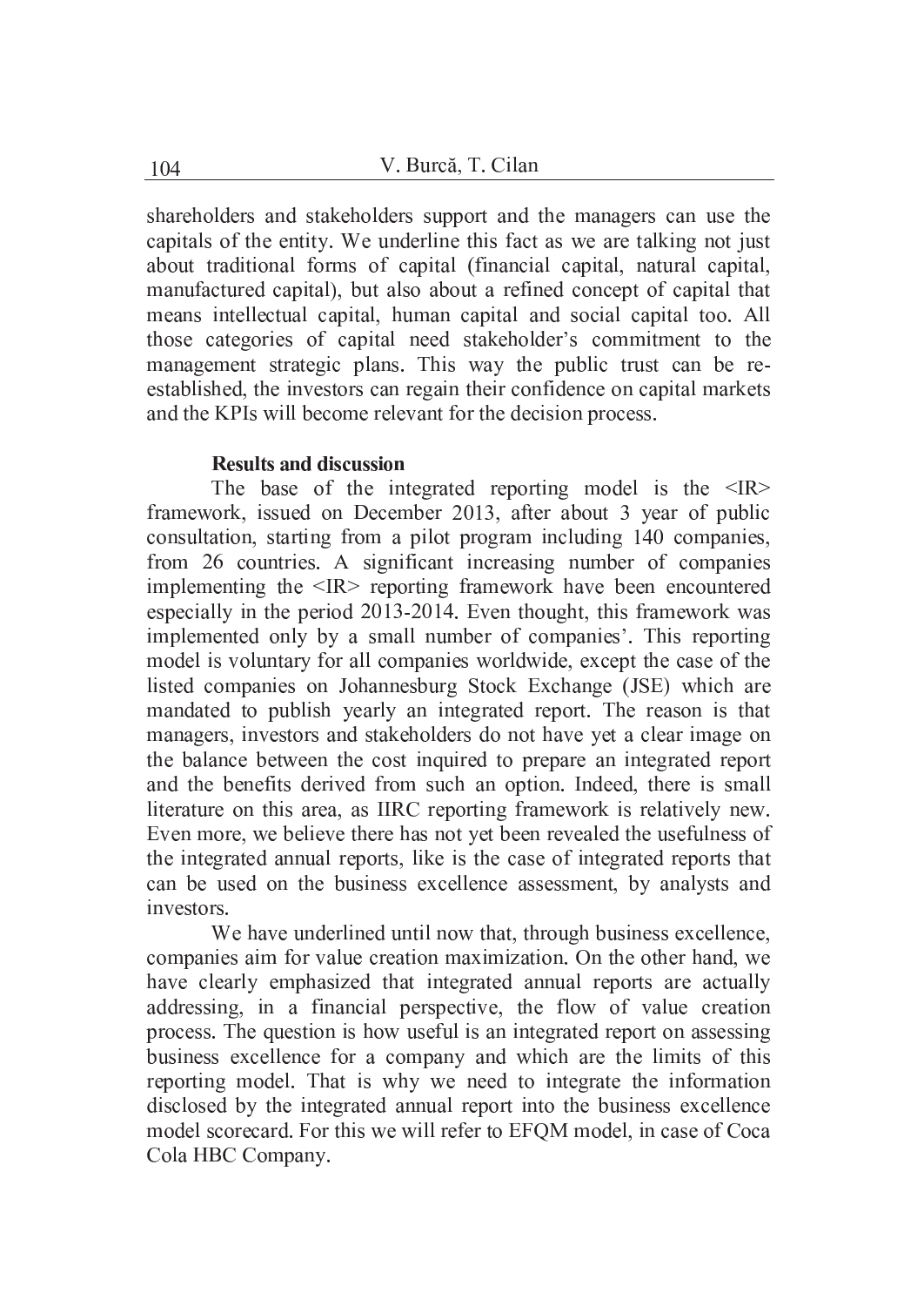shareholders and stakeholders support and the managers can use the capitals of the entity. We underline this fact as we are talking not just about traditional forms of capital (financial capital, natural capital, manufactured capital), but also about a refined concept of capital that means intellectual capital, human capital and social capital too. All those categories of capital need stakeholder's commitment to the management strategic plans. This way the public trust can be re-established, the investors can regain their confidence on capital markets and the KPIs will become relevant for the decision process.

## Results and discussion

The base of the integrated reporting model is the <IR> framework, issued on December 2013, after about 3 year of public consultation, starting from a pilot program including 140 companies, from 26 countries. A significant increasing number of companies implementing the <IR> reporting framework have been encountered especially in the period 2013-2014. Even thought, this framework was implemented only by a small number of companies'. This reporting model is voluntary for all companies worldwide, except the case of the listed companies on Johannesburg Stock Exchange (JSE) which are mandated to publish yearly an integrated report. The reason is that managers, investors and stakeholders do not have yet a clear image on the balance between the cost inquired to prepare an integrated report and the benefits derived from such an option. Indeed, there is small literature on this area, as IIRC reporting framework is relatively new. Even more, we believe there has not yet been revealed the usefulness of the integrated annual reports, like is the case of integrated reports that can be used on the business excellence assessment, by analysts and investors.

We have underlined until now that, through business excellence, companies aim for value creation maximization. On the other hand, we have clearly emphasized that integrated annual reports are actually addressing, in a financial perspective, the flow of value creation process. The question is how useful is an integrated report on assessing business excellence for a company and which are the limits of this reporting model. That is why we need to integrate the information disclosed by the integrated annual report into the business excellence model scorecard. For this we will refer to EFQM model, in case of Coca Cola HBC Company.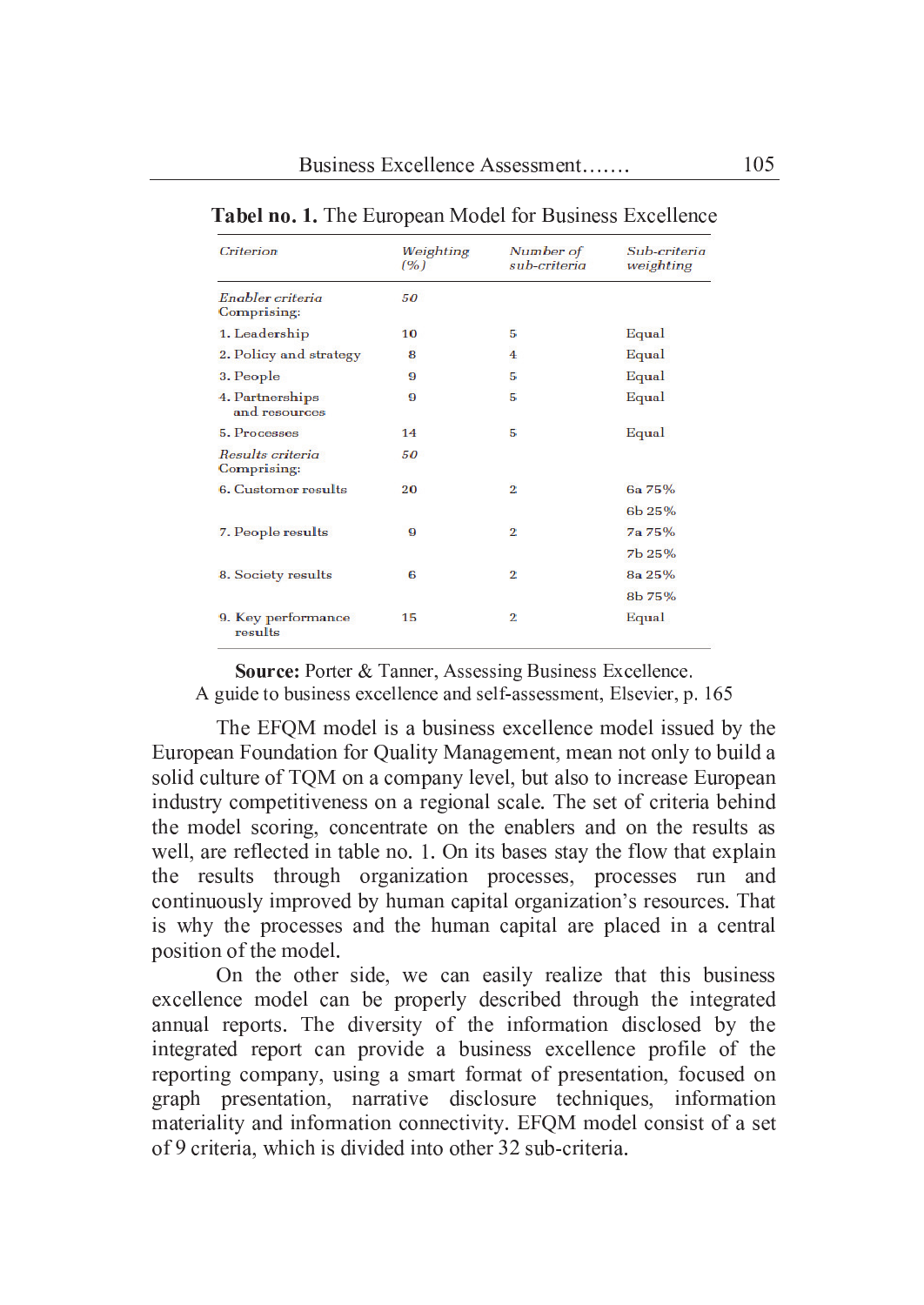**Tabel no. 1.** The European Model for Business Excellence

| *Criterion* | *Weighting (%)* | *Number of sub-criteria* | *Sub-criteria weighting* |
|---|---|---|---|
| *Enabler criteria* Comprising: | *50* | | |
| 1. Leadership | 10 | 5 | Equal |
| 2. Policy and strategy | 8 | 4 | Equal |
| 3. People | 9 | 5 | Equal |
| 4. Partnerships and resources | 9 | 5 | Equal |
| 5. Processes | 14 | 5 | Equal |
| *Results criteria* Comprising: | *50* | | |
| 6. Customer results | 20 | 2 | 6a 75% |
| | | | 6b 25% |
| 7. People results | 9 | 2 | 7a 75% |
| | | | 7b 25% |
| 8. Society results | 6 | 2 | 8a 25% |
| | | | 8b 75% |
| 9. Key performance results | 15 | 2 | Equal |

**Source:** Porter & Tanner, Assessing Business Excellence. A guide to business excellence and self-assessment, Elsevier, p. 165

The EFQM model is a business excellence model issued by the European Foundation for Quality Management, mean not only to build a solid culture of TQM on a company level, but also to increase European industry competitiveness on a regional scale. The set of criteria behind the model scoring, concentrate on the enablers and on the results as well, are reflected in table no. 1. On its bases stay the flow that explain the results through organization processes, processes run and continuously improved by human capital organization's resources. That is why the processes and the human capital are placed in a central position of the model.

On the other side, we can easily realize that this business excellence model can be properly described through the integrated annual reports. The diversity of the information disclosed by the integrated report can provide a business excellence profile of the reporting company, using a smart format of presentation, focused on graph presentation, narrative disclosure techniques, information materiality and information connectivity. EFQM model consist of a set of 9 criteria, which is divided into other 32 sub-criteria.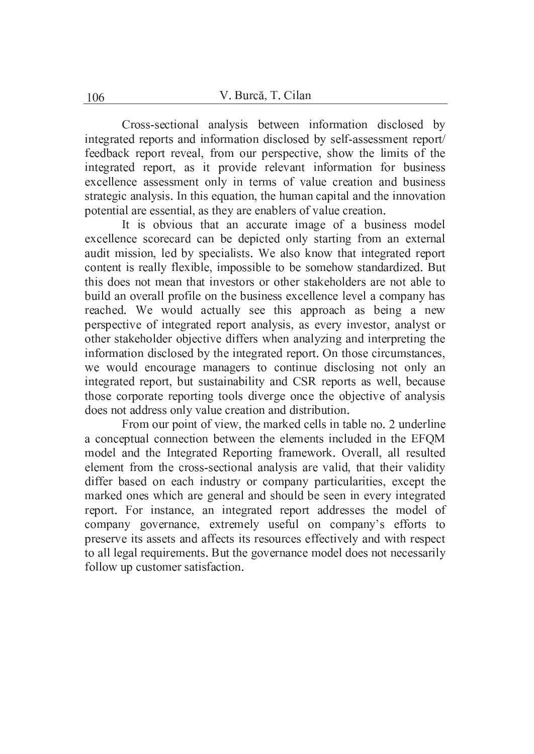Cross-sectional analysis between information disclosed by integrated reports and information disclosed by self-assessment report/ feedback report reveal, from our perspective, show the limits of the integrated report, as it provide relevant information for business excellence assessment only in terms of value creation and business strategic analysis. In this equation, the human capital and the innovation potential are essential, as they are enablers of value creation.

It is obvious that an accurate image of a business model excellence scorecard can be depicted only starting from an external audit mission, led by specialists. We also know that integrated report content is really flexible, impossible to be somehow standardized. But this does not mean that investors or other stakeholders are not able to build an overall profile on the business excellence level a company has reached. We would actually see this approach as being a new perspective of integrated report analysis, as every investor, analyst or other stakeholder objective differs when analyzing and interpreting the information disclosed by the integrated report. On those circumstances, we would encourage managers to continue disclosing not only an integrated report, but sustainability and CSR reports as well, because those corporate reporting tools diverge once the objective of analysis does not address only value creation and distribution.

From our point of view, the marked cells in table no. 2 underline a conceptual connection between the elements included in the EFQM model and the Integrated Reporting framework. Overall, all resulted element from the cross-sectional analysis are valid, that their validity differ based on each industry or company particularities, except the marked ones which are general and should be seen in every integrated report. For instance, an integrated report addresses the model of company governance, extremely useful on company's efforts to preserve its assets and affects its resources effectively and with respect to all legal requirements. But the governance model does not necessarily follow up customer satisfaction.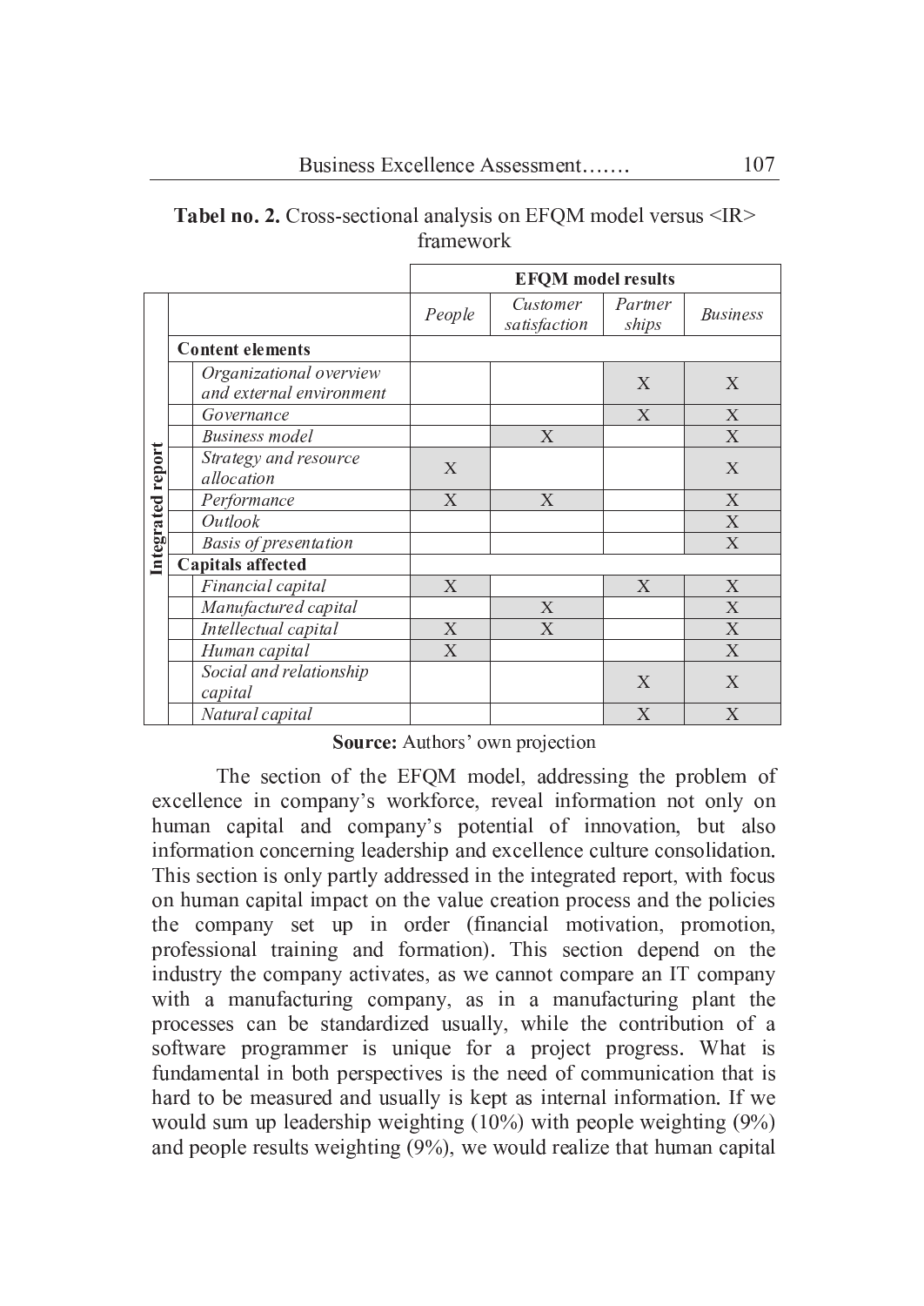**Tabel no. 2.** Cross-sectional analysis on EFQM model versus <IR> framework

| | | EFQM model results | | | |
|---|---|---|---|---|---|
| | | *People* | *Customer satisfaction* | *Partner ships* | *Business* |
| **Integrated report** | **Content elements** | | | | |
| | *Organizational overview and external environment* | | | X | X |
| | *Governance* | | | X | X |
| | *Business model* | | X | | X |
| | *Strategy and resource allocation* | X | | | X |
| | *Performance* | X | X | | X |
| | *Outlook* | | | | X |
| | *Basis of presentation* | | | | X |
| | **Capitals affected** | | | | |
| | *Financial capital* | X | | X | X |
| | *Manufactured capital* | | X | | X |
| | *Intellectual capital* | X | X | | X |
| | *Human capital* | X | | | X |
| | *Social and relationship capital* | | | X | X |
| | *Natural capital* | | | X | X |

**Source:** Authors' own projection

The section of the EFQM model, addressing the problem of excellence in company's workforce, reveal information not only on human capital and company's potential of innovation, but also information concerning leadership and excellence culture consolidation. This section is only partly addressed in the integrated report, with focus on human capital impact on the value creation process and the policies the company set up in order (financial motivation, promotion, professional training and formation). This section depend on the industry the company activates, as we cannot compare an IT company with a manufacturing company, as in a manufacturing plant the processes can be standardized usually, while the contribution of a software programmer is unique for a project progress. What is fundamental in both perspectives is the need of communication that is hard to be measured and usually is kept as internal information. If we would sum up leadership weighting (10%) with people weighting (9%) and people results weighting (9%), we would realize that human capital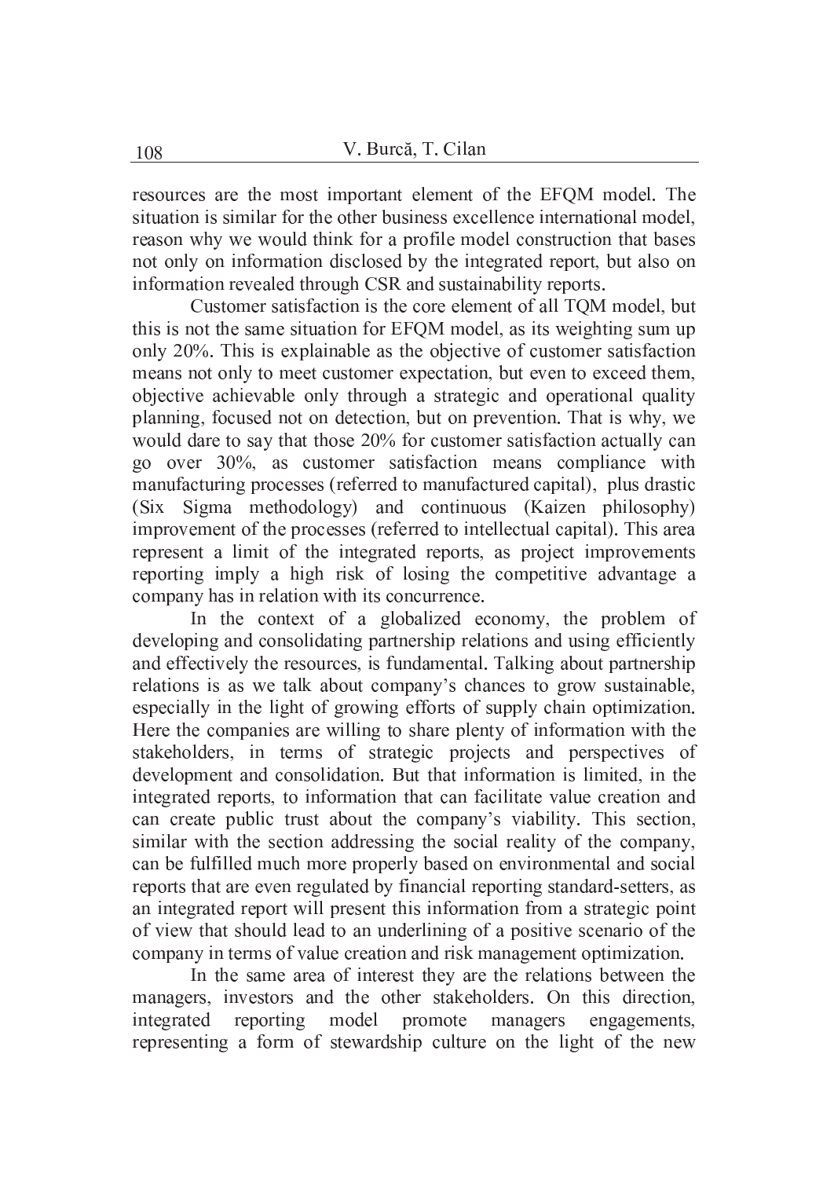resources are the most important element of the EFQM model. The situation is similar for the other business excellence international model, reason why we would think for a profile model construction that bases not only on information disclosed by the integrated report, but also on information revealed through CSR and sustainability reports.

Customer satisfaction is the core element of all TQM model, but this is not the same situation for EFQM model, as its weighting sum up only 20%. This is explainable as the objective of customer satisfaction means not only to meet customer expectation, but even to exceed them, objective achievable only through a strategic and operational quality planning, focused not on detection, but on prevention. That is why, we would dare to say that those 20% for customer satisfaction actually can go over 30%, as customer satisfaction means compliance with manufacturing processes (referred to manufactured capital), plus drastic (Six Sigma methodology) and continuous (Kaizen philosophy) improvement of the processes (referred to intellectual capital). This area represent a limit of the integrated reports, as project improvements reporting imply a high risk of losing the competitive advantage a company has in relation with its concurrence.

In the context of a globalized economy, the problem of developing and consolidating partnership relations and using efficiently and effectively the resources, is fundamental. Talking about partnership relations is as we talk about company's chances to grow sustainable, especially in the light of growing efforts of supply chain optimization. Here the companies are willing to share plenty of information with the stakeholders, in terms of strategic projects and perspectives of development and consolidation. But that information is limited, in the integrated reports, to information that can facilitate value creation and can create public trust about the company's viability. This section, similar with the section addressing the social reality of the company, can be fulfilled much more properly based on environmental and social reports that are even regulated by financial reporting standard-setters, as an integrated report will present this information from a strategic point of view that should lead to an underlining of a positive scenario of the company in terms of value creation and risk management optimization.

In the same area of interest they are the relations between the managers, investors and the other stakeholders. On this direction, integrated reporting model promote managers engagements, representing a form of stewardship culture on the light of the new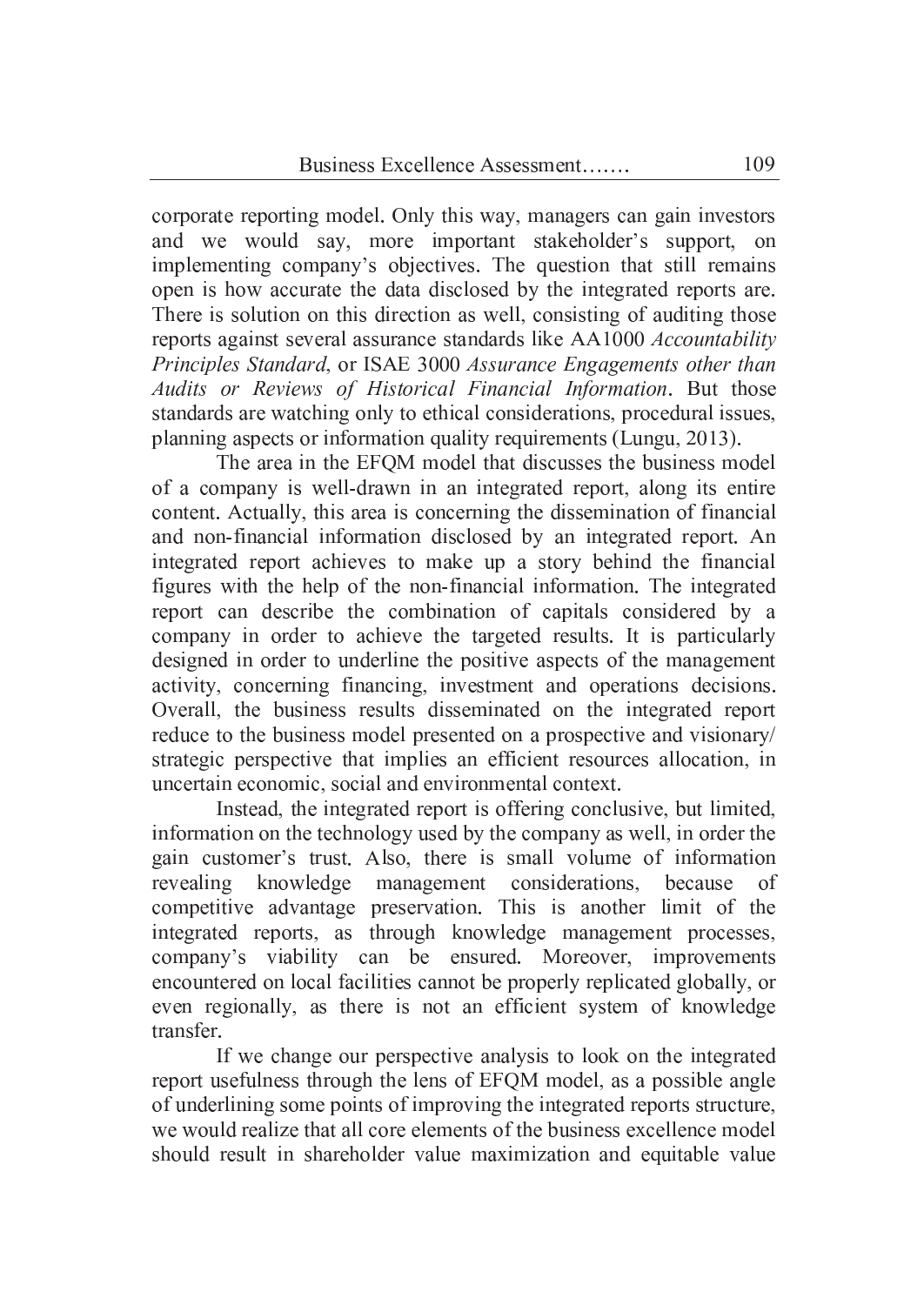corporate reporting model. Only this way, managers can gain investors and we would say, more important stakeholder's support, on implementing company's objectives. The question that still remains open is how accurate the data disclosed by the integrated reports are. There is solution on this direction as well, consisting of auditing those reports against several assurance standards like AA1000 *Accountability Principles Standard*, or ISAE 3000 *Assurance Engagements other than Audits or Reviews of Historical Financial Information*. But those standards are watching only to ethical considerations, procedural issues, planning aspects or information quality requirements (Lungu, 2013).

The area in the EFQM model that discusses the business model of a company is well-drawn in an integrated report, along its entire content. Actually, this area is concerning the dissemination of financial and non-financial information disclosed by an integrated report. An integrated report achieves to make up a story behind the financial figures with the help of the non-financial information. The integrated report can describe the combination of capitals considered by a company in order to achieve the targeted results. It is particularly designed in order to underline the positive aspects of the management activity, concerning financing, investment and operations decisions. Overall, the business results disseminated on the integrated report reduce to the business model presented on a prospective and visionary/ strategic perspective that implies an efficient resources allocation, in uncertain economic, social and environmental context.

Instead, the integrated report is offering conclusive, but limited, information on the technology used by the company as well, in order the gain customer's trust. Also, there is small volume of information revealing knowledge management considerations, because of competitive advantage preservation. This is another limit of the integrated reports, as through knowledge management processes, company's viability can be ensured. Moreover, improvements encountered on local facilities cannot be properly replicated globally, or even regionally, as there is not an efficient system of knowledge transfer.

If we change our perspective analysis to look on the integrated report usefulness through the lens of EFQM model, as a possible angle of underlining some points of improving the integrated reports structure, we would realize that all core elements of the business excellence model should result in shareholder value maximization and equitable value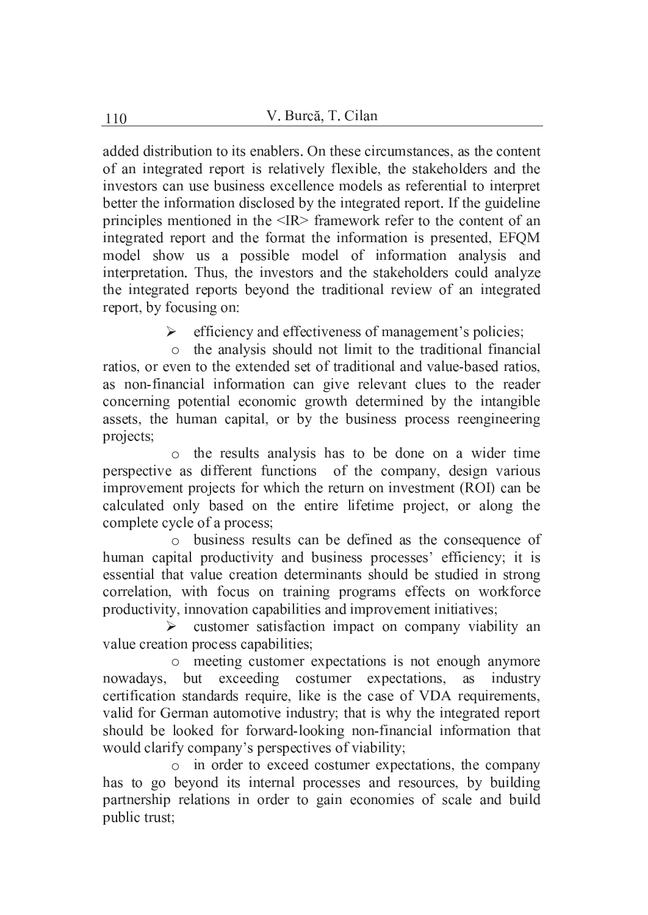added distribution to its enablers. On these circumstances, as the content of an integrated report is relatively flexible, the stakeholders and the investors can use business excellence models as referential to interpret better the information disclosed by the integrated report. If the guideline principles mentioned in the <IR> framework refer to the content of an integrated report and the format the information is presented, EFQM model show us a possible model of information analysis and interpretation. Thus, the investors and the stakeholders could analyze the integrated reports beyond the traditional review of an integrated report, by focusing on:

- efficiency and effectiveness of management's policies;
  - the analysis should not limit to the traditional financial ratios, or even to the extended set of traditional and value-based ratios, as non-financial information can give relevant clues to the reader concerning potential economic growth determined by the intangible assets, the human capital, or by the business process reengineering projects;
  - the results analysis has to be done on a wider time perspective as different functions of the company, design various improvement projects for which the return on investment (ROI) can be calculated only based on the entire lifetime project, or along the complete cycle of a process;
  - business results can be defined as the consequence of human capital productivity and business processes' efficiency; it is essential that value creation determinants should be studied in strong correlation, with focus on training programs effects on workforce productivity, innovation capabilities and improvement initiatives;
- customer satisfaction impact on company viability an value creation process capabilities;
  - meeting customer expectations is not enough anymore nowadays, but exceeding costumer expectations, as industry certification standards require, like is the case of VDA requirements, valid for German automotive industry; that is why the integrated report should be looked for forward-looking non-financial information that would clarify company's perspectives of viability;
  - in order to exceed costumer expectations, the company has to go beyond its internal processes and resources, by building partnership relations in order to gain economies of scale and build public trust;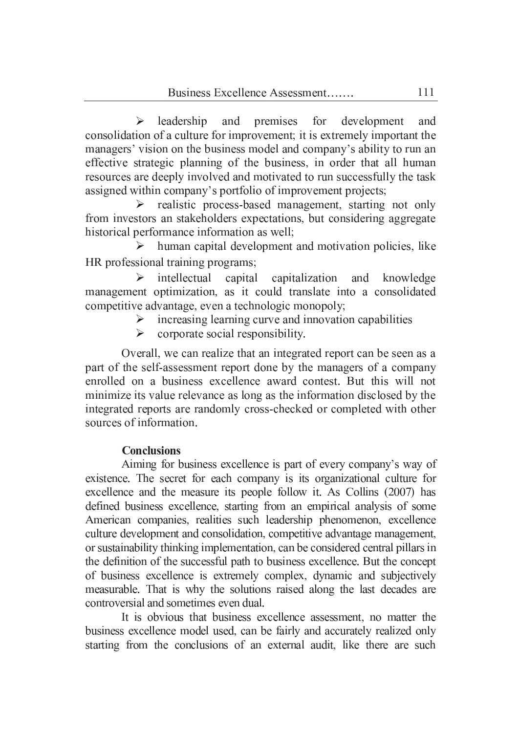- leadership and premises for development and consolidation of a culture for improvement; it is extremely important the managers' vision on the business model and company's ability to run an effective strategic planning of the business, in order that all human resources are deeply involved and motivated to run successfully the task assigned within company's portfolio of improvement projects;
- realistic process-based management, starting not only from investors an stakeholders expectations, but considering aggregate historical performance information as well;
- human capital development and motivation policies, like HR professional training programs;
- intellectual capital capitalization and knowledge management optimization, as it could translate into a consolidated competitive advantage, even a technologic monopoly;
- increasing learning curve and innovation capabilities
- corporate social responsibility.

Overall, we can realize that an integrated report can be seen as a part of the self-assessment report done by the managers of a company enrolled on a business excellence award contest. But this will not minimize its value relevance as long as the information disclosed by the integrated reports are randomly cross-checked or completed with other sources of information.

## Conclusions

Aiming for business excellence is part of every company's way of existence. The secret for each company is its organizational culture for excellence and the measure its people follow it. As Collins (2007) has defined business excellence, starting from an empirical analysis of some American companies, realities such leadership phenomenon, excellence culture development and consolidation, competitive advantage management, or sustainability thinking implementation, can be considered central pillars in the definition of the successful path to business excellence. But the concept of business excellence is extremely complex, dynamic and subjectively measurable. That is why the solutions raised along the last decades are controversial and sometimes even dual.

It is obvious that business excellence assessment, no matter the business excellence model used, can be fairly and accurately realized only starting from the conclusions of an external audit, like there are such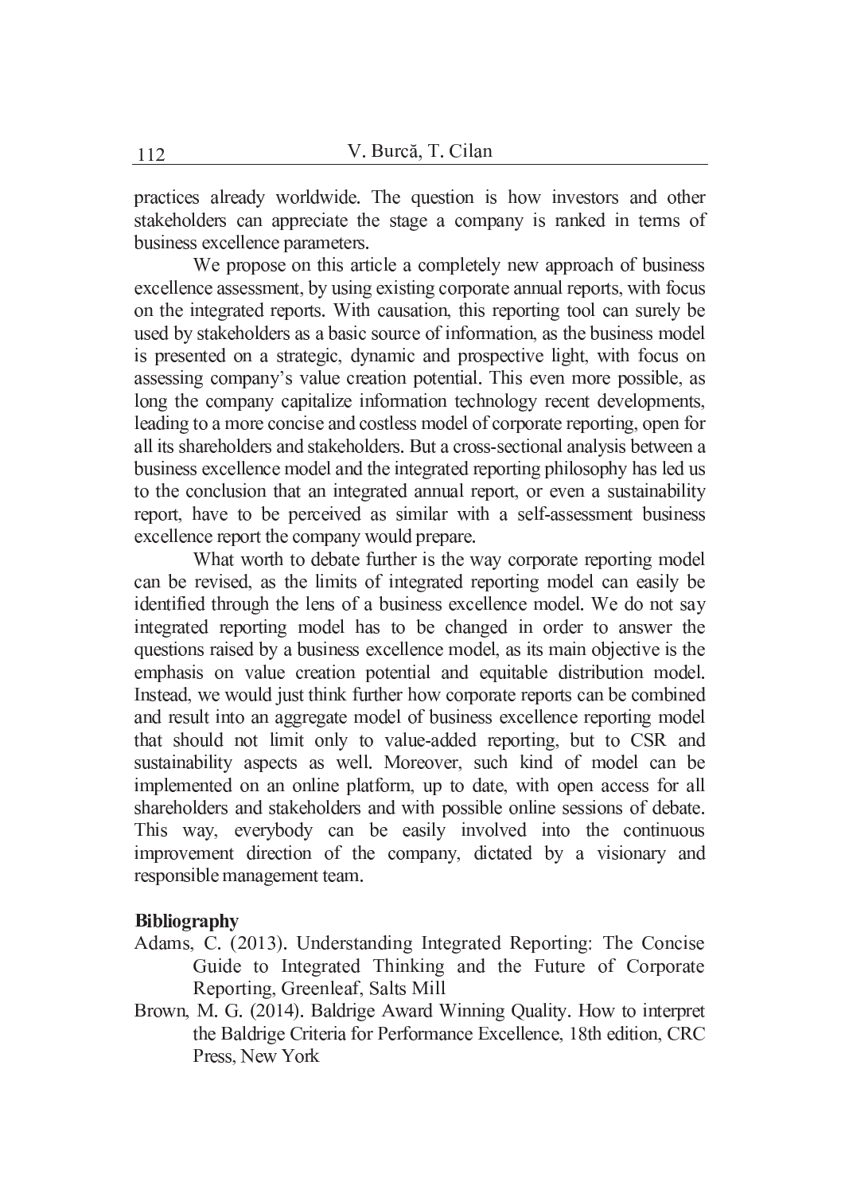practices already worldwide. The question is how investors and other stakeholders can appreciate the stage a company is ranked in terms of business excellence parameters.

We propose on this article a completely new approach of business excellence assessment, by using existing corporate annual reports, with focus on the integrated reports. With causation, this reporting tool can surely be used by stakeholders as a basic source of information, as the business model is presented on a strategic, dynamic and prospective light, with focus on assessing company's value creation potential. This even more possible, as long the company capitalize information technology recent developments, leading to a more concise and costless model of corporate reporting, open for all its shareholders and stakeholders. But a cross-sectional analysis between a business excellence model and the integrated reporting philosophy has led us to the conclusion that an integrated annual report, or even a sustainability report, have to be perceived as similar with a self-assessment business excellence report the company would prepare.

What worth to debate further is the way corporate reporting model can be revised, as the limits of integrated reporting model can easily be identified through the lens of a business excellence model. We do not say integrated reporting model has to be changed in order to answer the questions raised by a business excellence model, as its main objective is the emphasis on value creation potential and equitable distribution model. Instead, we would just think further how corporate reports can be combined and result into an aggregate model of business excellence reporting model that should not limit only to value-added reporting, but to CSR and sustainability aspects as well. Moreover, such kind of model can be implemented on an online platform, up to date, with open access for all shareholders and stakeholders and with possible online sessions of debate. This way, everybody can be easily involved into the continuous improvement direction of the company, dictated by a visionary and responsible management team.

## Bibliography

Adams, C. (2013). Understanding Integrated Reporting: The Concise Guide to Integrated Thinking and the Future of Corporate Reporting, Greenleaf, Salts Mill

Brown, M. G. (2014). Baldrige Award Winning Quality. How to interpret the Baldrige Criteria for Performance Excellence, 18th edition, CRC Press, New York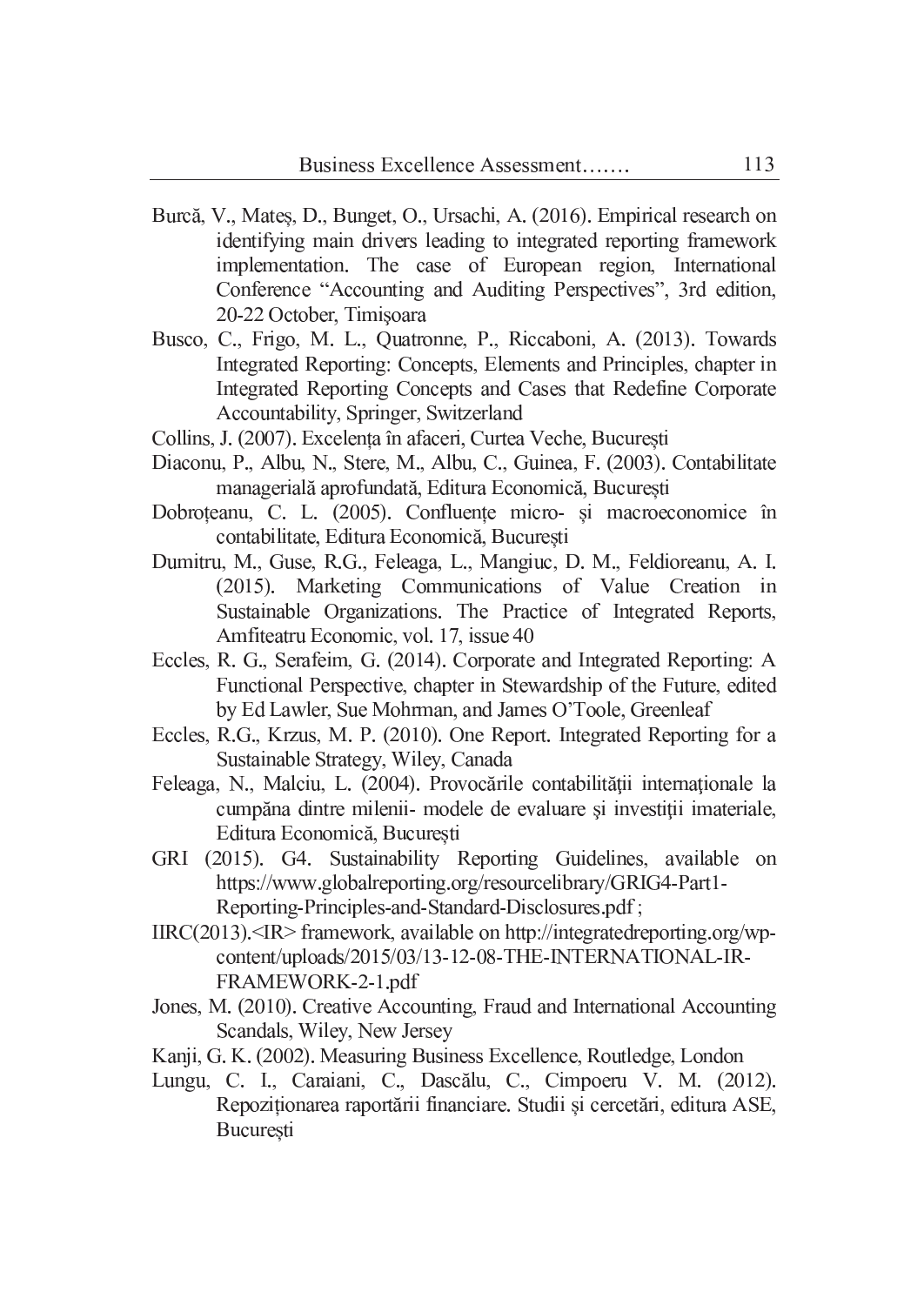Burcă, V., Mateș, D., Bunget, O., Ursachi, A. (2016). Empirical research on identifying main drivers leading to integrated reporting framework implementation. The case of European region, International Conference "Accounting and Auditing Perspectives", 3rd edition, 20-22 October, Timişoara

Busco, C., Frigo, M. L., Quatronne, P., Riccaboni, A. (2013). Towards Integrated Reporting: Concepts, Elements and Principles, chapter in Integrated Reporting Concepts and Cases that Redefine Corporate Accountability, Springer, Switzerland

Collins, J. (2007). Excelența în afaceri, Curtea Veche, București

Diaconu, P., Albu, N., Stere, M., Albu, C., Guinea, F. (2003). Contabilitate managerială aprofundată, Editura Economică, București

Dobroțeanu, C. L. (2005). Confluențe micro- şi macroeconomice în contabilitate, Editura Economică, București

Dumitru, M., Guse, R.G., Feleaga, L., Mangiuc, D. M., Feldioreanu, A. I. (2015). Marketing Communications of Value Creation in Sustainable Organizations. The Practice of Integrated Reports, Amfiteatru Economic, vol. 17, issue 40

Eccles, R. G., Serafeim, G. (2014). Corporate and Integrated Reporting: A Functional Perspective, chapter in Stewardship of the Future, edited by Ed Lawler, Sue Mohrman, and James O'Toole, Greenleaf

Eccles, R.G., Krzus, M. P. (2010). One Report. Integrated Reporting for a Sustainable Strategy, Wiley, Canada

Feleaga, N., Malciu, L. (2004). Provocările contabilității internaționale la cumpăna dintre milenii- modele de evaluare şi investiții imateriale, Editura Economică, București

GRI (2015). G4. Sustainability Reporting Guidelines, available on https://www.globalreporting.org/resourcelibrary/GRIG4-Part1-Reporting-Principles-and-Standard-Disclosures.pdf ;

IIRC(2013).<IR> framework, available on http://integratedreporting.org/wp-content/uploads/2015/03/13-12-08-THE-INTERNATIONAL-IR-FRAMEWORK-2-1.pdf

Jones, M. (2010). Creative Accounting, Fraud and International Accounting Scandals, Wiley, New Jersey

Kanji, G. K. (2002). Measuring Business Excellence, Routledge, London

Lungu, C. I., Caraiani, C., Dascălu, C., Cimpoeru V. M. (2012). Repoziționarea raportării financiare. Studii și cercetări, editura ASE, București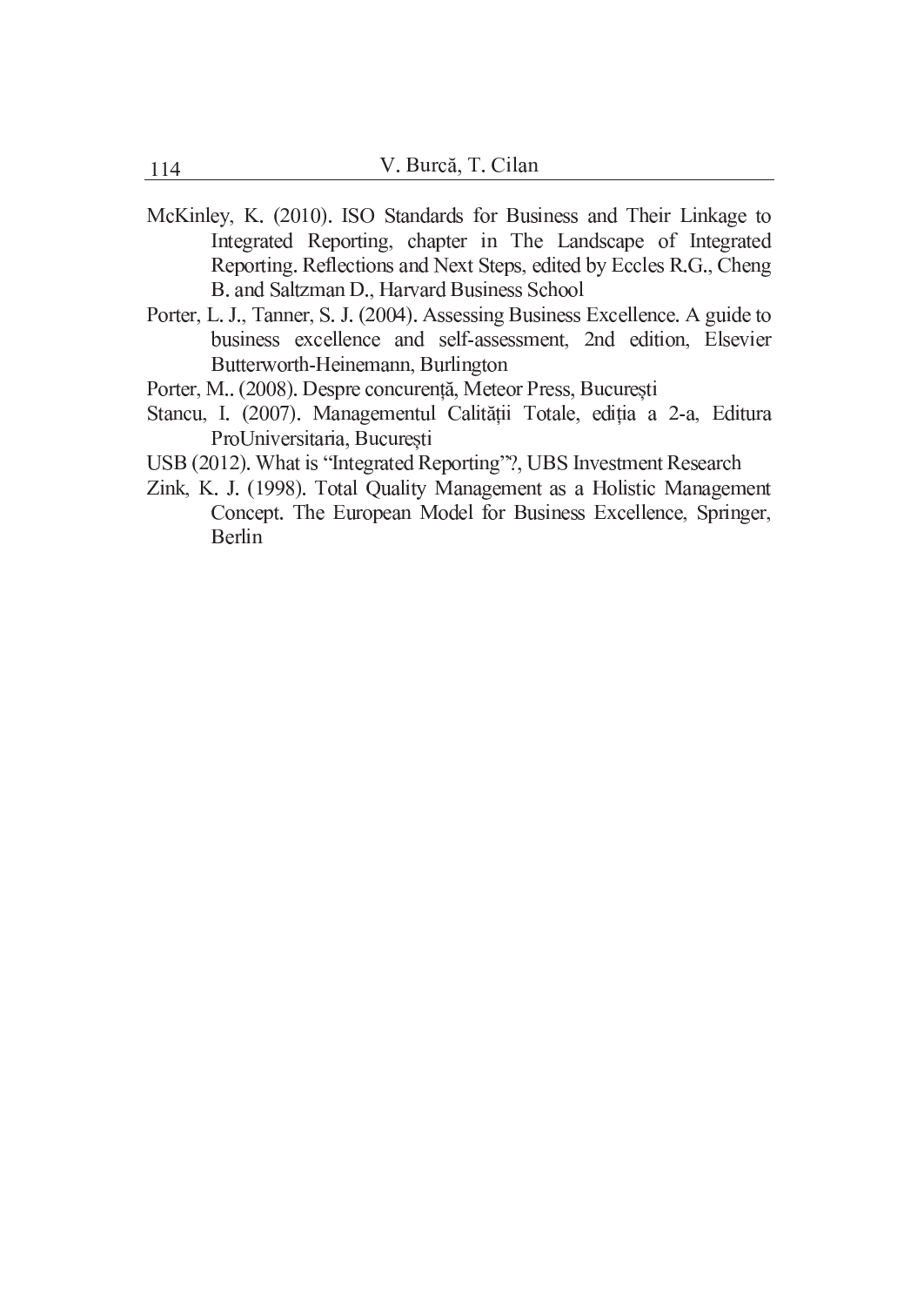McKinley, K. (2010). ISO Standards for Business and Their Linkage to Integrated Reporting, chapter in The Landscape of Integrated Reporting. Reflections and Next Steps, edited by Eccles R.G., Cheng B. and Saltzman D., Harvard Business School

Porter, L. J., Tanner, S. J. (2004). Assessing Business Excellence. A guide to business excellence and self-assessment, 2nd edition, Elsevier Butterworth-Heinemann, Burlington

Porter, M.. (2008). Despre concurență, Meteor Press, București

Stancu, I. (2007). Managementul Calității Totale, ediția a 2-a, Editura ProUniversitaria, București

USB (2012). What is "Integrated Reporting"?, UBS Investment Research

Zink, K. J. (1998). Total Quality Management as a Holistic Management Concept. The European Model for Business Excellence, Springer, Berlin